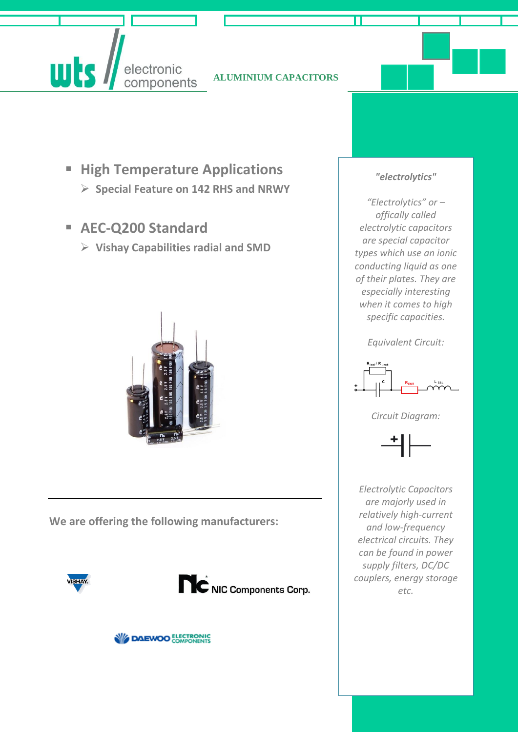wts electronic components

ALUMINIUM CAPACITORS

- **High Temperature Applications**
  - **Special Feature on 142 RHS and NRWY**

- **AEC-Q200 Standard**
  - **Vishay Capabilities radial and SMD**

**We are offering the following manufacturers:**

VISHAY

NIC Components Corp.

DAEWOO ELECTRONIC COMPONENTS

*"electrolytics"*

*“Electrolytics” or – offically called electrolytic capacitors are special capacitor types which use an ionic conducting liquid as one of their plates. They are especially interesting when it comes to high specific capacities.*

*Equivalent Circuit:*

$R_{Isol}$ / $R_{Leak}$, C, $R_{ESR}$, $L_{ESL}$

*Circuit Diagram:*

*Electrolytic Capacitors are majorly used in relatively high-current and low-frequency electrical circuits. They can be found in power supply filters, DC/DC couplers, energy storage etc.*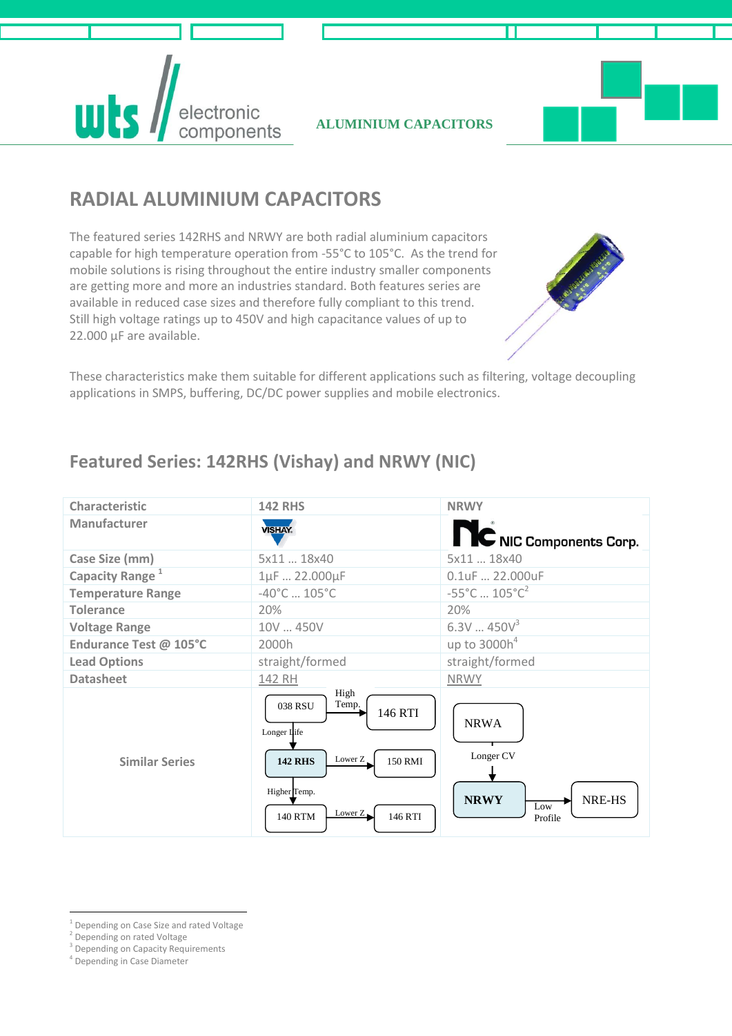## RADIAL ALUMINIUM CAPACITORS

The featured series 142RHS and NRWY are both radial aluminium capacitors capable for high temperature operation from -55°C to 105°C. As the trend for mobile solutions is rising throughout the entire industry smaller components are getting more and more an industries standard. Both features series are available in reduced case sizes and therefore fully compliant to this trend. Still high voltage ratings up to 450V and high capacitance values of up to 22.000 µF are available.

These characteristics make them suitable for different applications such as filtering, voltage decoupling applications in SMPS, buffering, DC/DC power supplies and mobile electronics.

### Featured Series: 142RHS (Vishay) and NRWY (NIC)

| Characteristic | 142 RHS | NRWY |
|---|---|---|
| Manufacturer | VISHAY | NIC Components Corp. |
| Case Size (mm) | 5x11 … 18x40 | 5x11 … 18x40 |
| Capacity Range [1] | 1µF … 22.000µF | 0.1uF … 22.000uF |
| Temperature Range | -40°C … 105°C | -55°C … 105°C[2] |
| Tolerance | 20% | 20% |
| Voltage Range | 10V … 450V | 6.3V … 450V[3] |
| Endurance Test @ 105°C | 2000h | up to 3000h[4] |
| Lead Options | straight/formed | straight/formed |
| Datasheet | 142 RH | NRWY |
| Similar Series | 038 RSU → (High Temp.) 146 RTI; 038 RSU → (Longer Life) 142 RHS; 142 RHS → (Lower Z) 150 RMI; 142 RHS → (Higher Temp.) 140 RTM; 140 RTM → (Lower Z) 146 RTI | NRWA → (Longer CV) NRWY; NRWY → (Low Profile) NRE-HS |

[1] Depending on Case Size and rated Voltage
[2] Depending on rated Voltage
[3] Depending on Capacity Requirements
[4] Depending in Case Diameter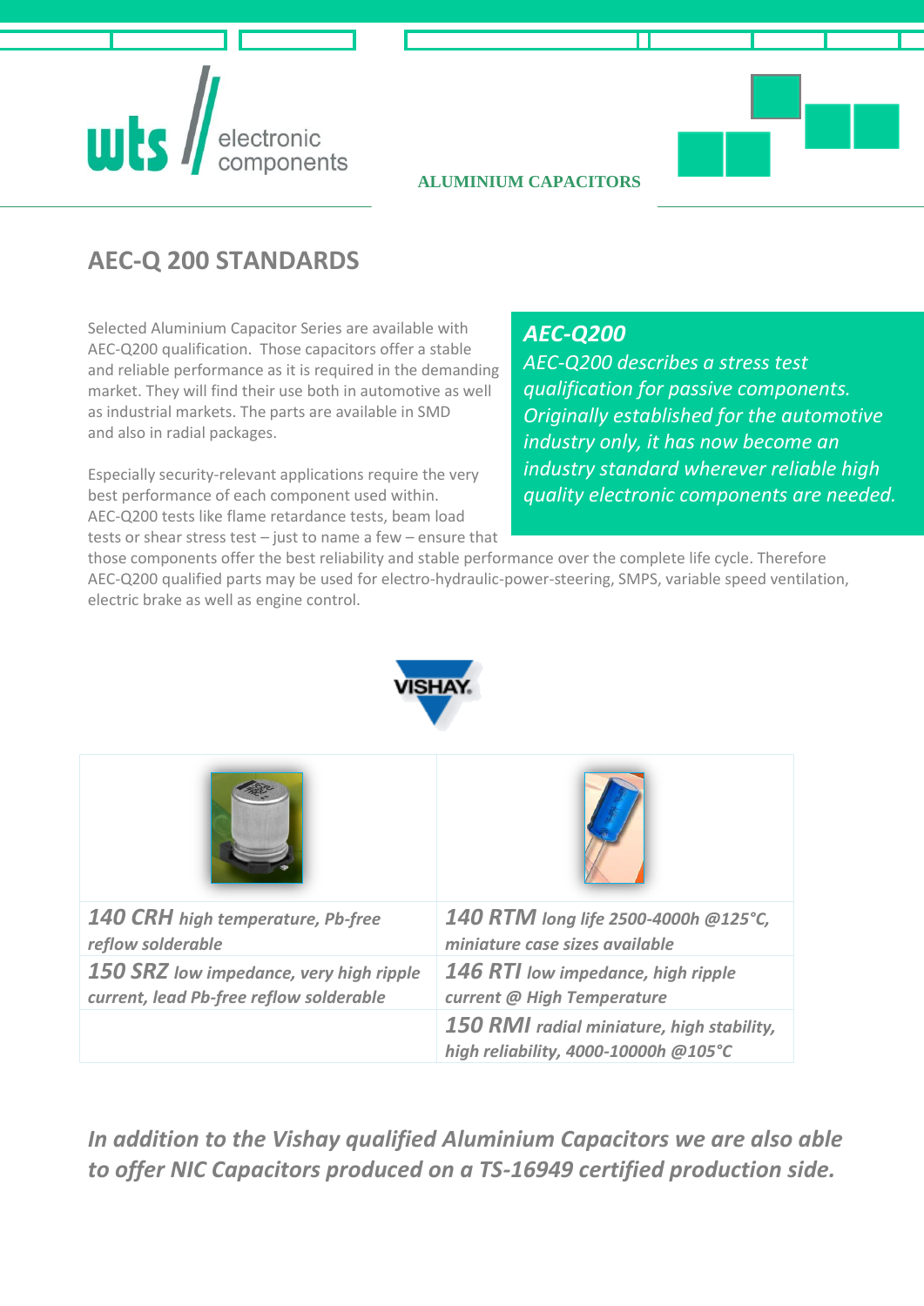ALUMINIUM CAPACITORS

# AEC-Q 200 STANDARDS

Selected Aluminium Capacitor Series are available with AEC-Q200 qualification. Those capacitors offer a stable and reliable performance as it is required in the demanding market. They will find their use both in automotive as well as industrial markets. The parts are available in SMD and also in radial packages.

Especially security-relevant applications require the very best performance of each component used within. AEC-Q200 tests like flame retardance tests, beam load tests or shear stress test – just to name a few – ensure that those components offer the best reliability and stable performance over the complete life cycle. Therefore AEC-Q200 qualified parts may be used for electro-hydraulic-power-steering, SMPS, variable speed ventilation, electric brake as well as engine control.

> ***AEC-Q200***
> *AEC-Q200 describes a stress test qualification for passive components. Originally established for the automotive industry only, it has now become an industry standard wherever reliable high quality electronic components are needed.*

VISHAY

| | |
|---|---|
| ***140 CRH*** *high temperature, Pb-free reflow solderable* | ***140 RTM*** *long life 2500-4000h @125°C, miniature case sizes available* |
| ***150 SRZ*** *low impedance, very high ripple current, lead Pb-free reflow solderable* | ***146 RTI*** *low impedance, high ripple current @ High Temperature* |
| | ***150 RMI*** *radial miniature, high stability, high reliability, 4000-10000h @105°C* |

***In addition to the Vishay qualified Aluminium Capacitors we are also able to offer NIC Capacitors produced on a TS-16949 certified production side.***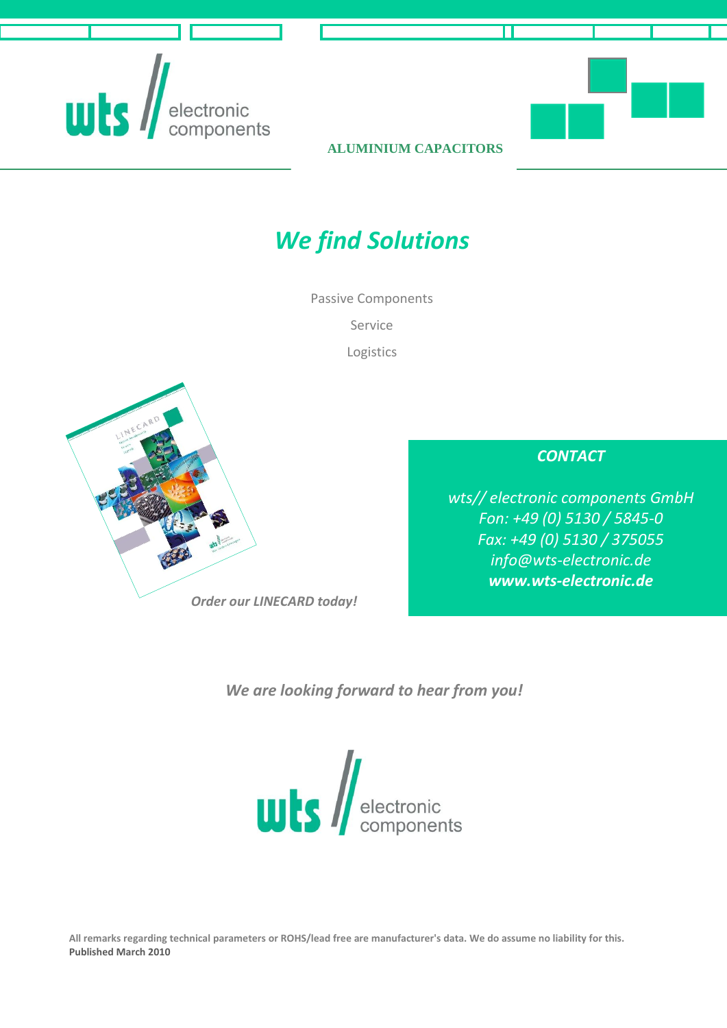wts // electronic components

ALUMINIUM CAPACITORS

# *We find Solutions*

Passive Components

Service

Logistics

*Order our LINECARD today!*

***CONTACT***

*wts// electronic components GmbH*
*Fon: +49 (0) 5130 / 5845-0*
*Fax: +49 (0) 5130 / 375055*
*info@wts-electronic.de*
***www.wts-electronic.de***

*We are looking forward to hear from you!*

wts // electronic components

**All remarks regarding technical parameters or ROHS/lead free are manufacturer's data. We do assume no liability for this.**
**Published March 2010**